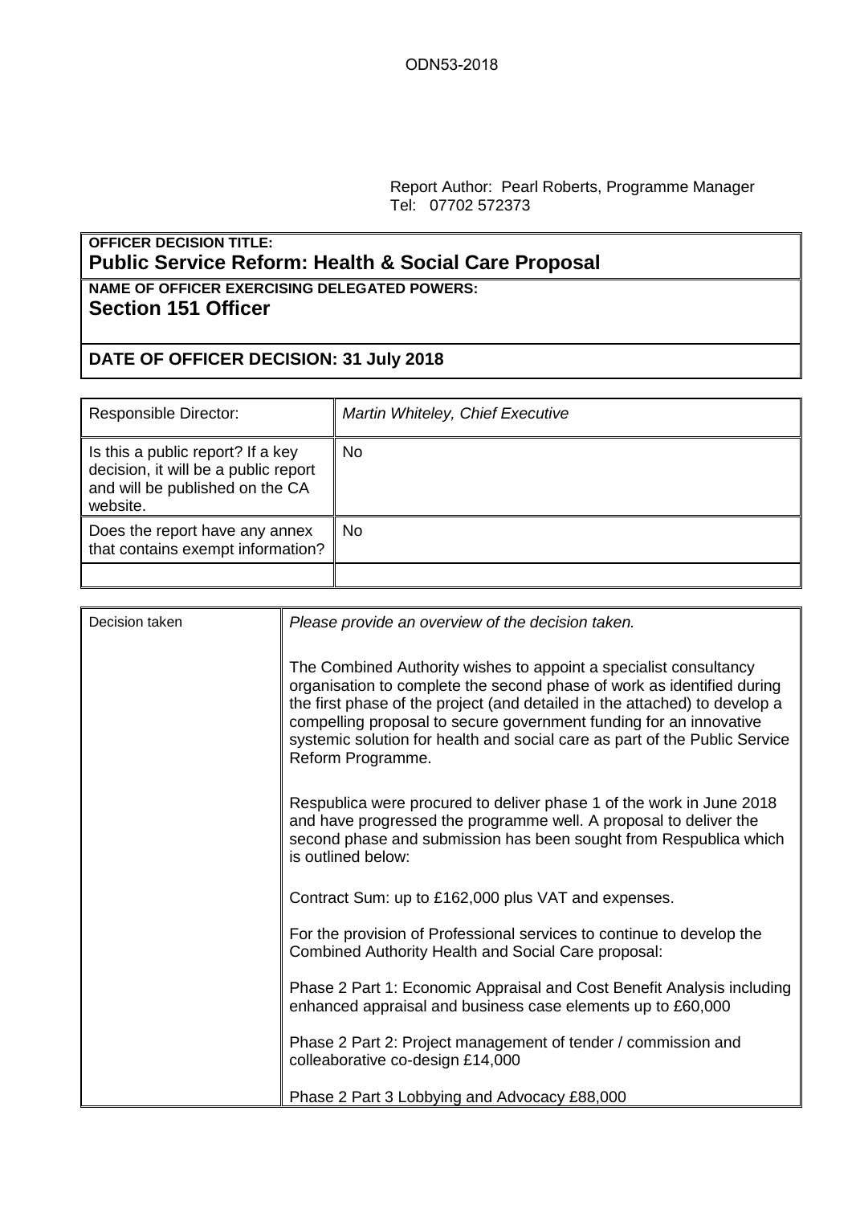ODN53-2018

Report Author: Pearl Roberts, Programme Manager
Tel: 07702 572373

**OFFICER DECISION TITLE:**
## Public Service Reform: Health & Social Care Proposal

**NAME OF OFFICER EXERCISING DELEGATED POWERS:**
**Section 151 Officer**

**DATE OF OFFICER DECISION: 31 July 2018**

| | |
|---|---|
| Responsible Director: | *Martin Whiteley, Chief Executive* |
| Is this a public report? If a key decision, it will be a public report and will be published on the CA website. | No |
| Does the report have any annex that contains exempt information? | No |
| | |

| | |
|---|---|
| Decision taken | *Please provide an overview of the decision taken.*<br><br>The Combined Authority wishes to appoint a specialist consultancy organisation to complete the second phase of work as identified during the first phase of the project (and detailed in the attached) to develop a compelling proposal to secure government funding for an innovative systemic solution for health and social care as part of the Public Service Reform Programme.<br><br>Respublica were procured to deliver phase 1 of the work in June 2018 and have progressed the programme well. A proposal to deliver the second phase and submission has been sought from Respublica which is outlined below:<br><br>Contract Sum: up to £162,000 plus VAT and expenses.<br><br>For the provision of Professional services to continue to develop the Combined Authority Health and Social Care proposal:<br><br>Phase 2 Part 1: Economic Appraisal and Cost Benefit Analysis including enhanced appraisal and business case elements up to £60,000<br><br>Phase 2 Part 2: Project management of tender / commission and colleaborative co-design £14,000<br><br>Phase 2 Part 3 Lobbying and Advocacy £88,000 |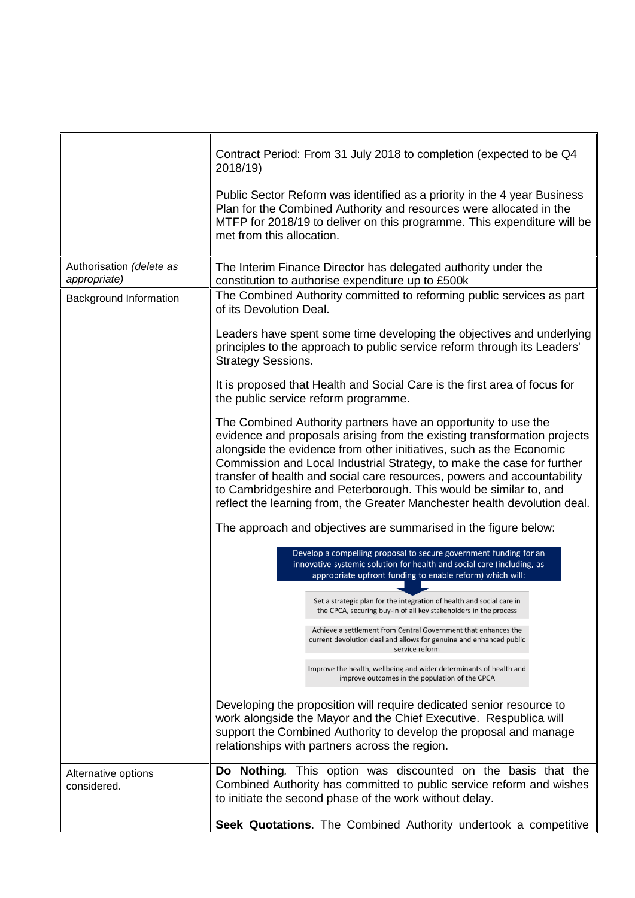| | |
|---|---|
| | Contract Period: From 31 July 2018 to completion (expected to be Q4 2018/19)<br><br>Public Sector Reform was identified as a priority in the 4 year Business Plan for the Combined Authority and resources were allocated in the MTFP for 2018/19 to deliver on this programme. This expenditure will be met from this allocation. |
| Authorisation *(delete as appropriate)* | The Interim Finance Director has delegated authority under the constitution to authorise expenditure up to £500k |
| Background Information | The Combined Authority committed to reforming public services as part of its Devolution Deal.<br><br>Leaders have spent some time developing the objectives and underlying principles to the approach to public service reform through its Leaders' Strategy Sessions.<br><br>It is proposed that Health and Social Care is the first area of focus for the public service reform programme.<br><br>The Combined Authority partners have an opportunity to use the evidence and proposals arising from the existing transformation projects alongside the evidence from other initiatives, such as the Economic Commission and Local Industrial Strategy, to make the case for further transfer of health and social care resources, powers and accountability to Cambridgeshire and Peterborough. This would be similar to, and reflect the learning from, the Greater Manchester health devolution deal.<br><br>The approach and objectives are summarised in the figure below:<br><br>Develop a compelling proposal to secure government funding for an innovative systemic solution for health and social care (including, as appropriate upfront funding to enable reform) which will:<br><br>Set a strategic plan for the integration of health and social care in the CPCA, securing buy-in of all key stakeholders in the process<br><br>Achieve a settlement from Central Government that enhances the current devolution deal and allows for genuine and enhanced public service reform<br><br>Improve the health, wellbeing and wider determinants of health and improve outcomes in the population of the CPCA<br><br>Developing the proposition will require dedicated senior resource to work alongside the Mayor and the Chief Executive. Respublica will support the Combined Authority to develop the proposal and manage relationships with partners across the region. |
| Alternative options considered. | **Do Nothing***.* This option was discounted on the basis that the Combined Authority has committed to public service reform and wishes to initiate the second phase of the work without delay.<br><br>**Seek Quotations**. The Combined Authority undertook a competitive |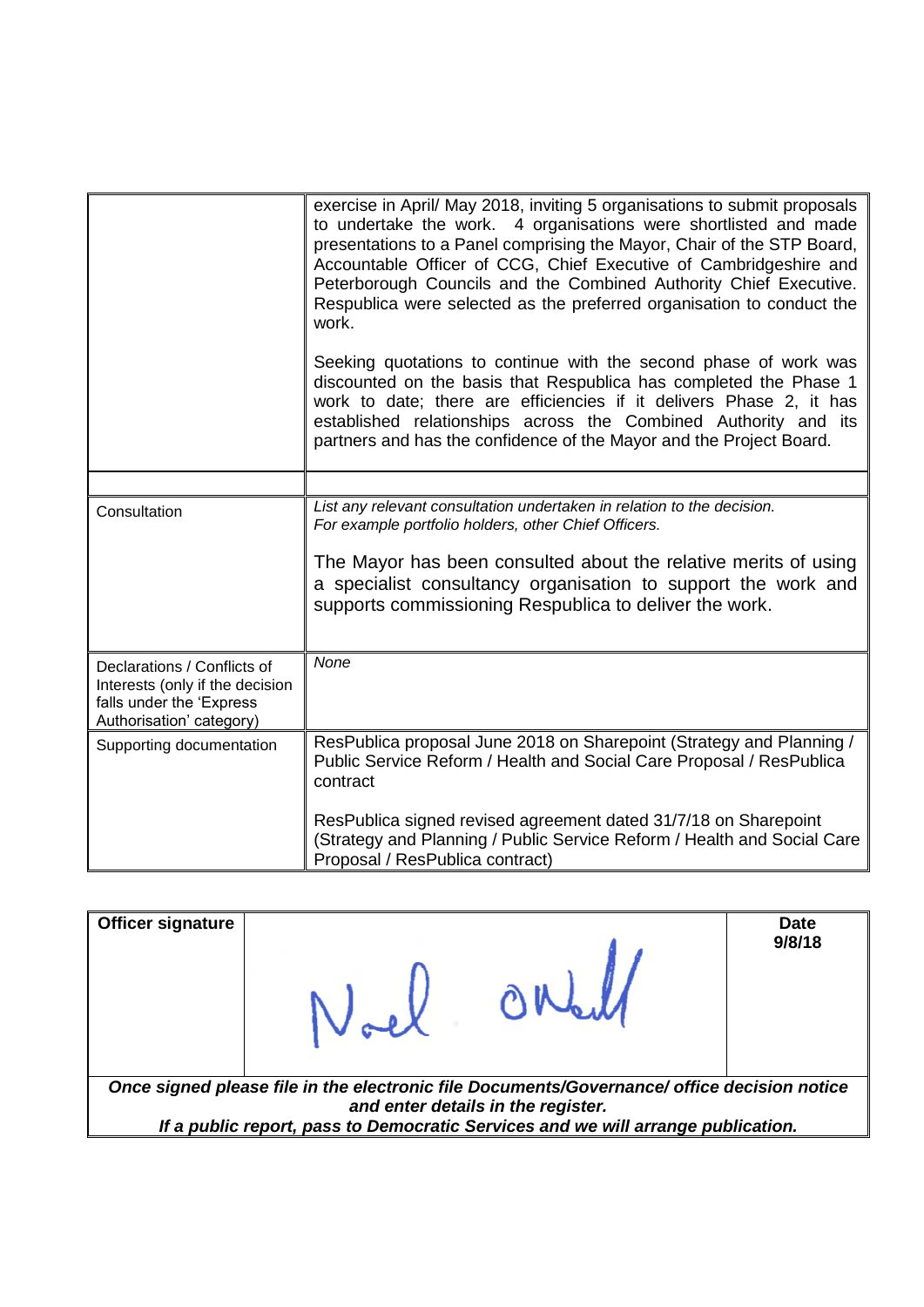| | |
|---|---|
| | exercise in April/ May 2018, inviting 5 organisations to submit proposals to undertake the work. 4 organisations were shortlisted and made presentations to a Panel comprising the Mayor, Chair of the STP Board, Accountable Officer of CCG, Chief Executive of Cambridgeshire and Peterborough Councils and the Combined Authority Chief Executive. Respublica were selected as the preferred organisation to conduct the work.<br><br>Seeking quotations to continue with the second phase of work was discounted on the basis that Respublica has completed the Phase 1 work to date; there are efficiencies if it delivers Phase 2, it has established relationships across the Combined Authority and its partners and has the confidence of the Mayor and the Project Board. |
| | |
| Consultation | *List any relevant consultation undertaken in relation to the decision. For example portfolio holders, other Chief Officers.*<br><br>The Mayor has been consulted about the relative merits of using a specialist consultancy organisation to support the work and supports commissioning Respublica to deliver the work. |
| Declarations / Conflicts of Interests (only if the decision falls under the 'Express Authorisation' category) | *None* |
| Supporting documentation | ResPublica proposal June 2018 on Sharepoint (Strategy and Planning / Public Service Reform / Health and Social Care Proposal / ResPublica contract<br><br>ResPublica signed revised agreement dated 31/7/18 on Sharepoint (Strategy and Planning / Public Service Reform / Health and Social Care Proposal / ResPublica contract) |

| **Officer signature** | Noel O'Neill | **Date 9/8/18** |
|---|---|---|

***Once signed please file in the electronic file Documents/Governance/ office decision notice and enter details in the register.***
***If a public report, pass to Democratic Services and we will arrange publication.***